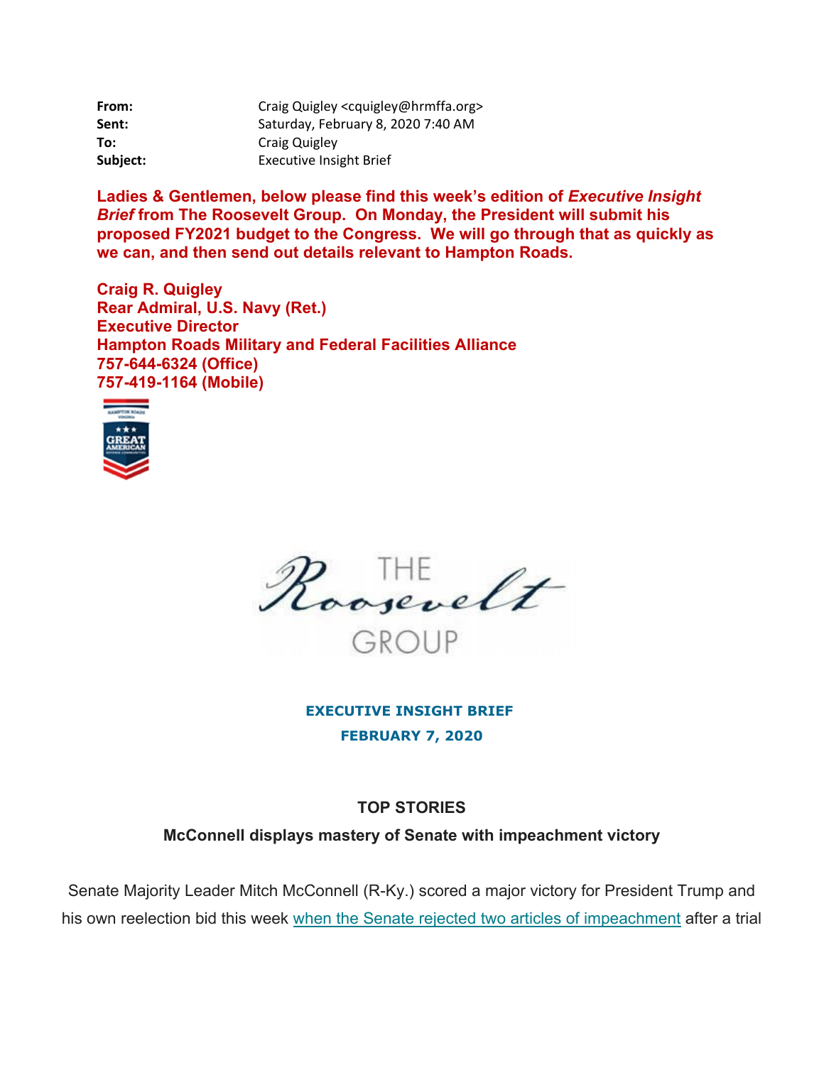**From:** Craig Quigley <cquigley@hrmffa.org>
**Sent:** Saturday, February 8, 2020 7:40 AM
**To:** Craig Quigley
**Subject:** Executive Insight Brief

**Ladies & Gentlemen, below please find this week's edition of *Executive Insight Brief* from The Roosevelt Group. On Monday, the President will submit his proposed FY2021 budget to the Congress. We will go through that as quickly as we can, and then send out details relevant to Hampton Roads.**

**Craig R. Quigley**
**Rear Admiral, U.S. Navy (Ret.)**
**Executive Director**
**Hampton Roads Military and Federal Facilities Alliance**
**757-644-6324 (Office)**
**757-419-1164 (Mobile)**

THE Roosevelt GROUP

**EXECUTIVE INSIGHT BRIEF**

**FEBRUARY 7, 2020**

## TOP STORIES

### McConnell displays mastery of Senate with impeachment victory

Senate Majority Leader Mitch McConnell (R-Ky.) scored a major victory for President Trump and his own reelection bid this week when the Senate rejected two articles of impeachment after a trial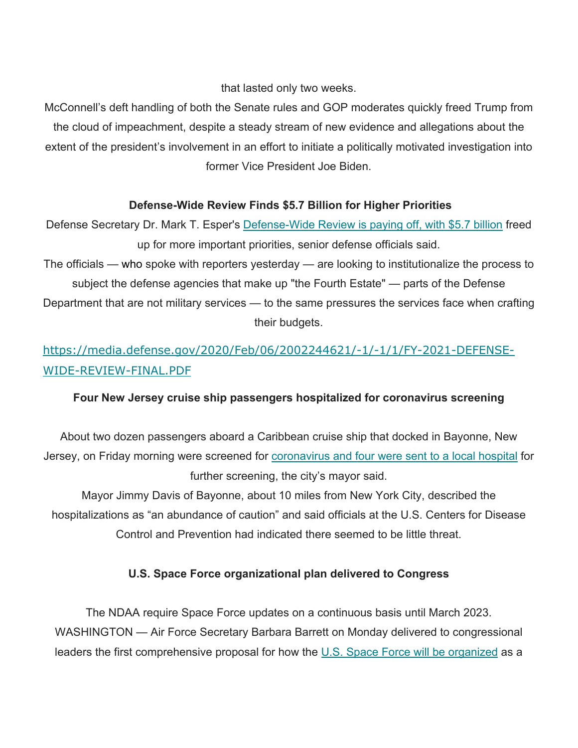that lasted only two weeks.

McConnell's deft handling of both the Senate rules and GOP moderates quickly freed Trump from the cloud of impeachment, despite a steady stream of new evidence and allegations about the extent of the president's involvement in an effort to initiate a politically motivated investigation into former Vice President Joe Biden.

**Defense-Wide Review Finds $5.7 Billion for Higher Priorities**

Defense Secretary Dr. Mark T. Esper's Defense-Wide Review is paying off, with $5.7 billion freed up for more important priorities, senior defense officials said.

The officials — who spoke with reporters yesterday — are looking to institutionalize the process to subject the defense agencies that make up "the Fourth Estate" — parts of the Defense Department that are not military services — to the same pressures the services face when crafting their budgets.

https://media.defense.gov/2020/Feb/06/2002244621/-1/-1/1/FY-2021-DEFENSE-WIDE-REVIEW-FINAL.PDF

**Four New Jersey cruise ship passengers hospitalized for coronavirus screening**

About two dozen passengers aboard a Caribbean cruise ship that docked in Bayonne, New Jersey, on Friday morning were screened for coronavirus and four were sent to a local hospital for further screening, the city's mayor said.

Mayor Jimmy Davis of Bayonne, about 10 miles from New York City, described the hospitalizations as "an abundance of caution" and said officials at the U.S. Centers for Disease Control and Prevention had indicated there seemed to be little threat.

**U.S. Space Force organizational plan delivered to Congress**

The NDAA require Space Force updates on a continuous basis until March 2023.

WASHINGTON — Air Force Secretary Barbara Barrett on Monday delivered to congressional leaders the first comprehensive proposal for how the U.S. Space Force will be organized as a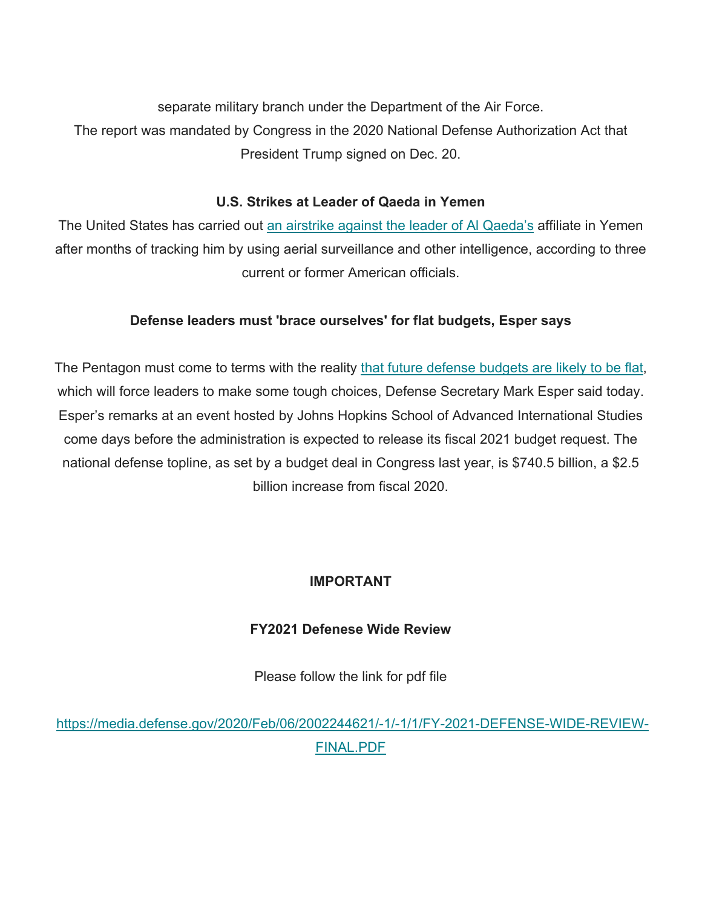separate military branch under the Department of the Air Force.

The report was mandated by Congress in the 2020 National Defense Authorization Act that President Trump signed on Dec. 20.

**U.S. Strikes at Leader of Qaeda in Yemen**

The United States has carried out an airstrike against the leader of Al Qaeda's affiliate in Yemen after months of tracking him by using aerial surveillance and other intelligence, according to three current or former American officials.

**Defense leaders must 'brace ourselves' for flat budgets, Esper says**

The Pentagon must come to terms with the reality that future defense budgets are likely to be flat, which will force leaders to make some tough choices, Defense Secretary Mark Esper said today. Esper's remarks at an event hosted by Johns Hopkins School of Advanced International Studies come days before the administration is expected to release its fiscal 2021 budget request. The national defense topline, as set by a budget deal in Congress last year, is $740.5 billion, a $2.5 billion increase from fiscal 2020.

**IMPORTANT**

**FY2021 Defenese Wide Review**

Please follow the link for pdf file

https://media.defense.gov/2020/Feb/06/2002244621/-1/-1/1/FY-2021-DEFENSE-WIDE-REVIEW-FINAL.PDF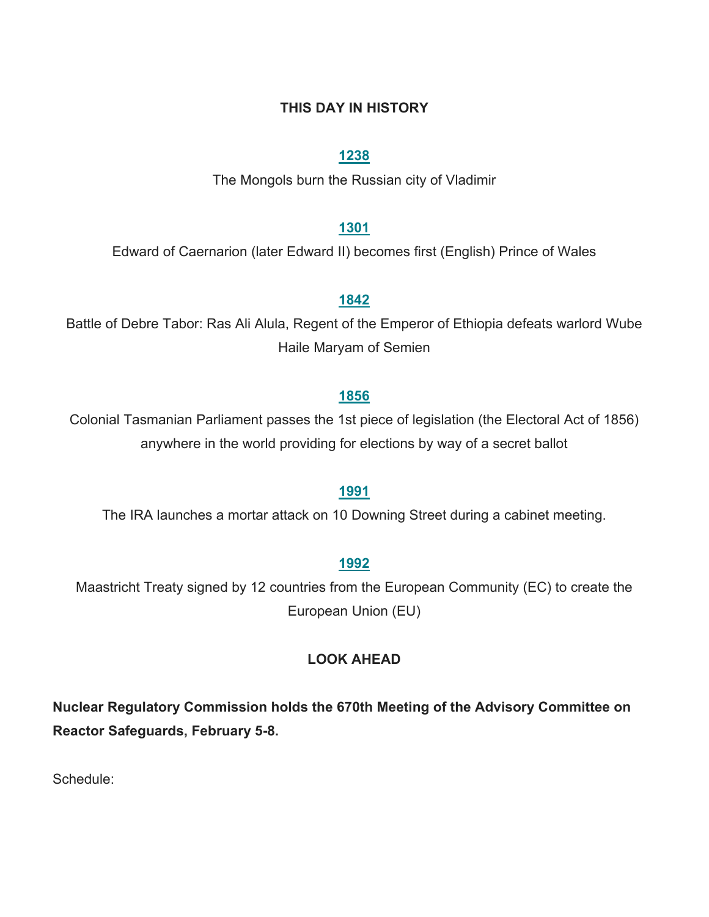## THIS DAY IN HISTORY

**1238**

The Mongols burn the Russian city of Vladimir

**1301**

Edward of Caernarion (later Edward II) becomes first (English) Prince of Wales

**1842**

Battle of Debre Tabor: Ras Ali Alula, Regent of the Emperor of Ethiopia defeats warlord Wube Haile Maryam of Semien

**1856**

Colonial Tasmanian Parliament passes the 1st piece of legislation (the Electoral Act of 1856) anywhere in the world providing for elections by way of a secret ballot

**1991**

The IRA launches a mortar attack on 10 Downing Street during a cabinet meeting.

**1992**

Maastricht Treaty signed by 12 countries from the European Community (EC) to create the European Union (EU)

## LOOK AHEAD

**Nuclear Regulatory Commission holds the 670th Meeting of the Advisory Committee on Reactor Safeguards, February 5-8.**

Schedule: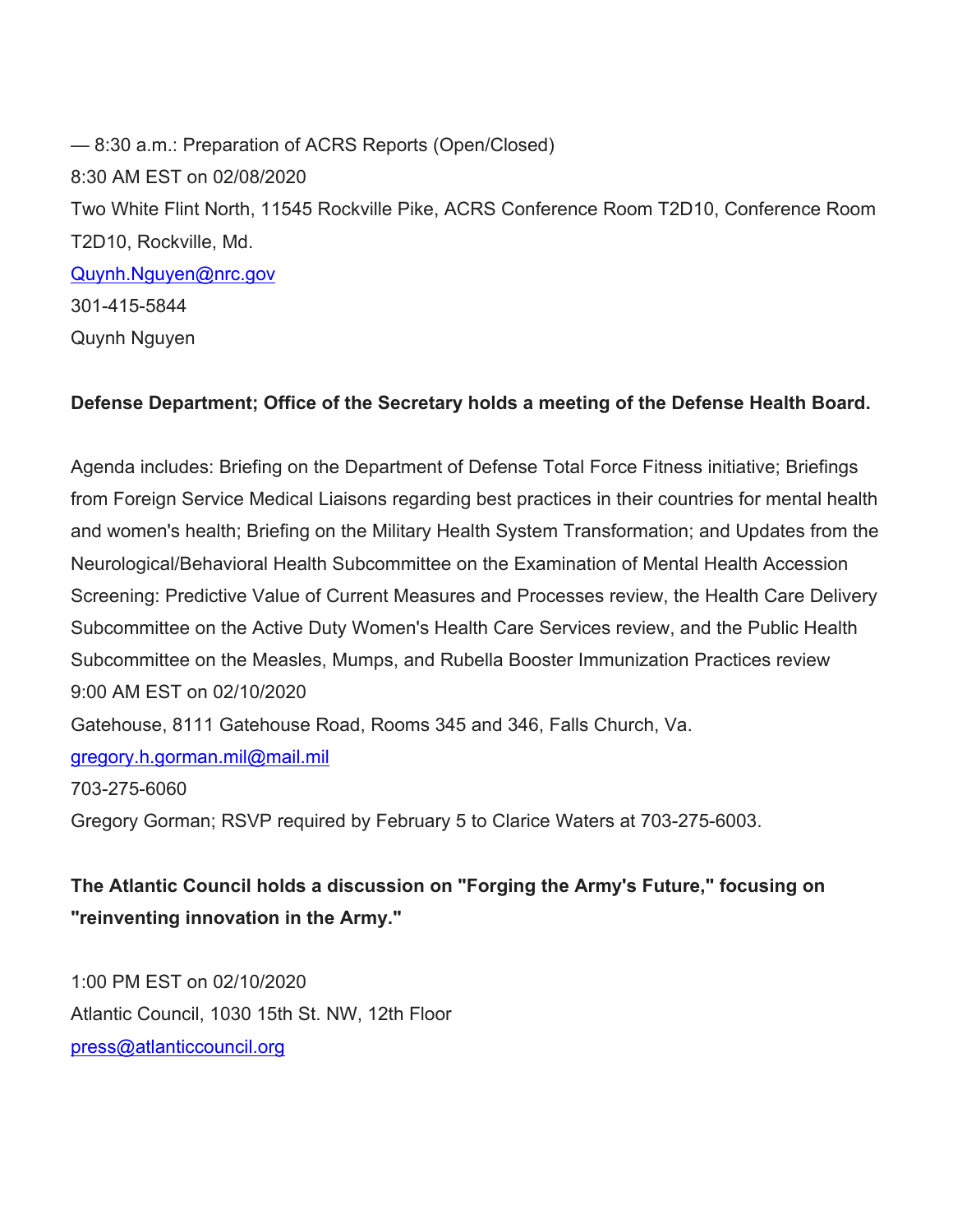— 8:30 a.m.: Preparation of ACRS Reports (Open/Closed)
8:30 AM EST on 02/08/2020
Two White Flint North, 11545 Rockville Pike, ACRS Conference Room T2D10, Conference Room T2D10, Rockville, Md.
Quynh.Nguyen@nrc.gov
301-415-5844
Quynh Nguyen

**Defense Department; Office of the Secretary holds a meeting of the Defense Health Board.**

Agenda includes: Briefing on the Department of Defense Total Force Fitness initiative; Briefings from Foreign Service Medical Liaisons regarding best practices in their countries for mental health and women's health; Briefing on the Military Health System Transformation; and Updates from the Neurological/Behavioral Health Subcommittee on the Examination of Mental Health Accession Screening: Predictive Value of Current Measures and Processes review, the Health Care Delivery Subcommittee on the Active Duty Women's Health Care Services review, and the Public Health Subcommittee on the Measles, Mumps, and Rubella Booster Immunization Practices review
9:00 AM EST on 02/10/2020
Gatehouse, 8111 Gatehouse Road, Rooms 345 and 346, Falls Church, Va.
gregory.h.gorman.mil@mail.mil
703-275-6060
Gregory Gorman; RSVP required by February 5 to Clarice Waters at 703-275-6003.

**The Atlantic Council holds a discussion on "Forging the Army's Future," focusing on "reinventing innovation in the Army."**

1:00 PM EST on 02/10/2020
Atlantic Council, 1030 15th St. NW, 12th Floor
press@atlanticcouncil.org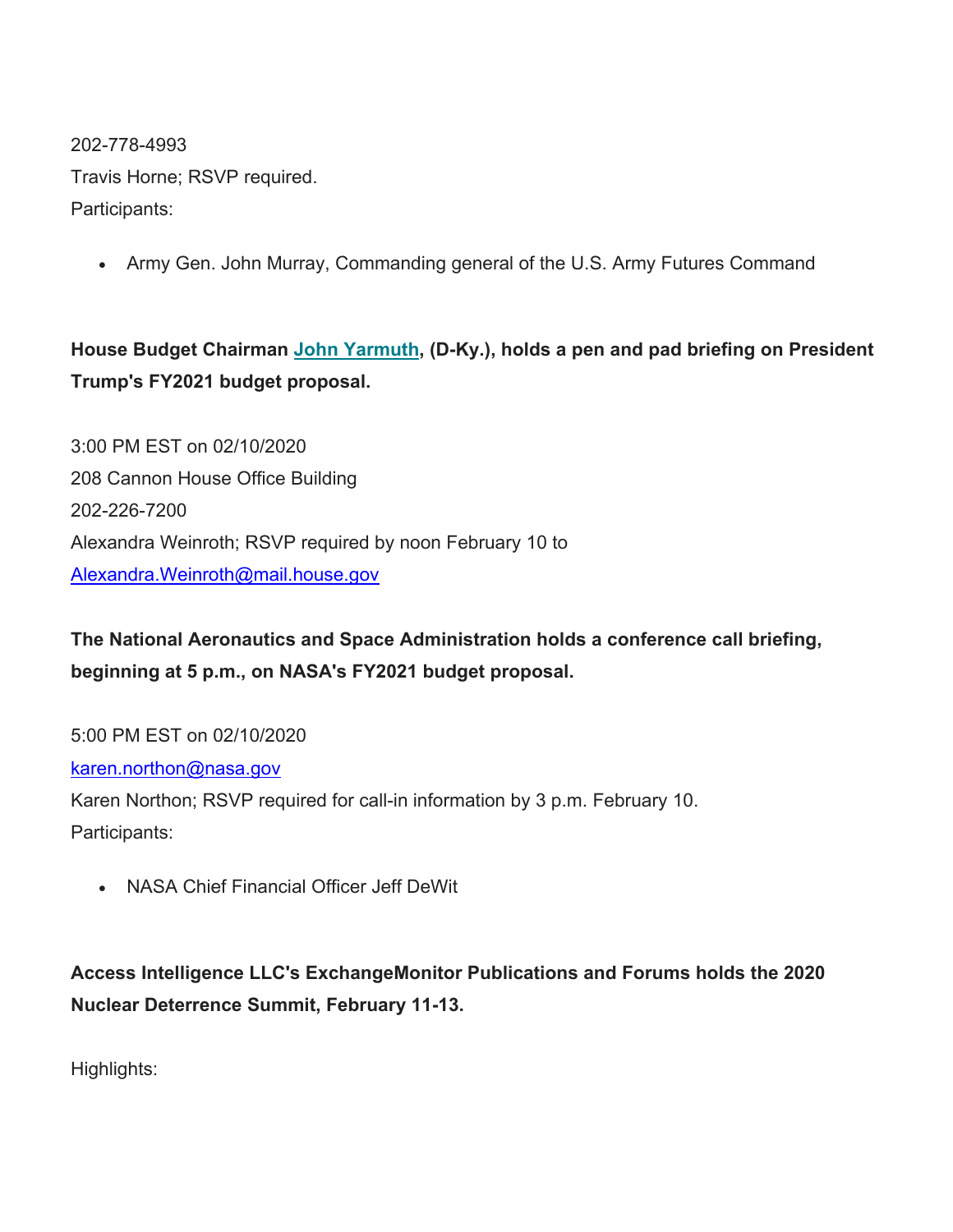202-778-4993
Travis Horne; RSVP required.
Participants:

- Army Gen. John Murray, Commanding general of the U.S. Army Futures Command

**House Budget Chairman [John Yarmuth](), (D-Ky.), holds a pen and pad briefing on President Trump's FY2021 budget proposal.**

3:00 PM EST on 02/10/2020
208 Cannon House Office Building
202-226-7200
Alexandra Weinroth; RSVP required by noon February 10 to
[Alexandra.Weinroth@mail.house.gov](mailto:Alexandra.Weinroth@mail.house.gov)

**The National Aeronautics and Space Administration holds a conference call briefing, beginning at 5 p.m., on NASA's FY2021 budget proposal.**

5:00 PM EST on 02/10/2020
[karen.northon@nasa.gov](mailto:karen.northon@nasa.gov)
Karen Northon; RSVP required for call-in information by 3 p.m. February 10.
Participants:

- NASA Chief Financial Officer Jeff DeWit

**Access Intelligence LLC's ExchangeMonitor Publications and Forums holds the 2020 Nuclear Deterrence Summit, February 11-13.**

Highlights: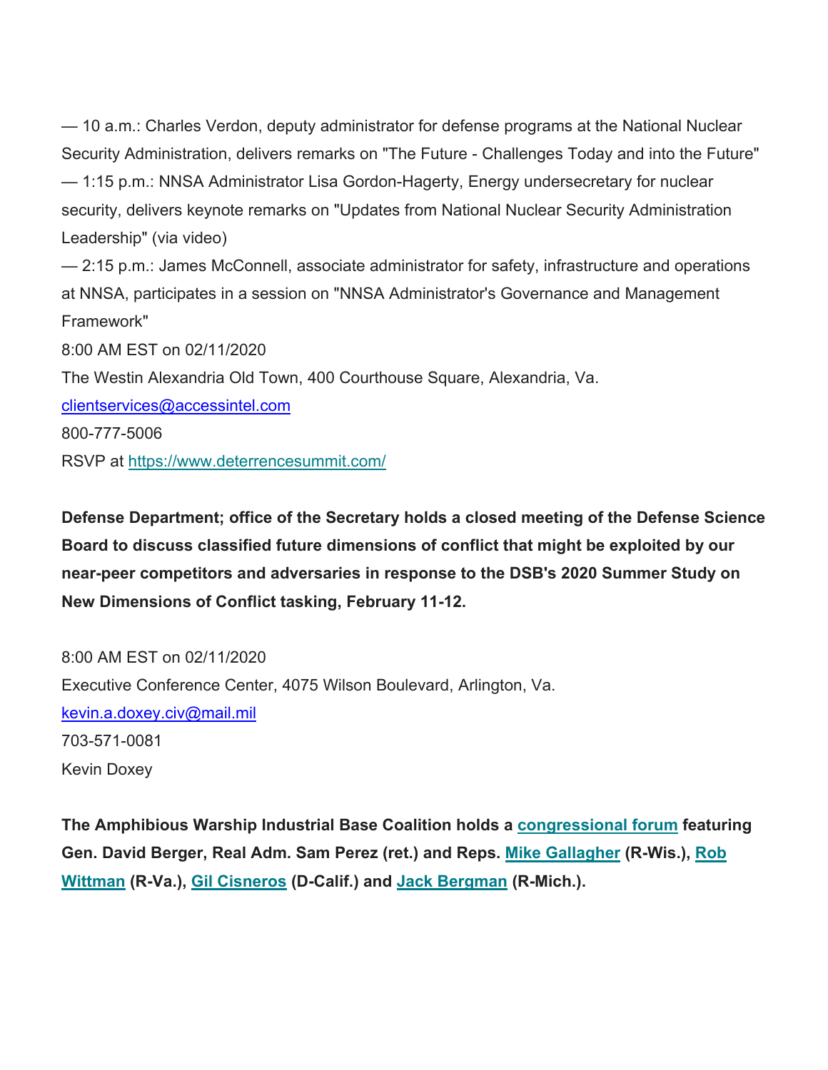— 10 a.m.: Charles Verdon, deputy administrator for defense programs at the National Nuclear Security Administration, delivers remarks on "The Future - Challenges Today and into the Future"

— 1:15 p.m.: NNSA Administrator Lisa Gordon-Hagerty, Energy undersecretary for nuclear security, delivers keynote remarks on "Updates from National Nuclear Security Administration Leadership" (via video)

— 2:15 p.m.: James McConnell, associate administrator for safety, infrastructure and operations at NNSA, participates in a session on "NNSA Administrator's Governance and Management Framework"

8:00 AM EST on 02/11/2020

The Westin Alexandria Old Town, 400 Courthouse Square, Alexandria, Va.

clientservices@accessintel.com

800-777-5006

RSVP at https://www.deterrencesummit.com/

**Defense Department; office of the Secretary holds a closed meeting of the Defense Science Board to discuss classified future dimensions of conflict that might be exploited by our near-peer competitors and adversaries in response to the DSB's 2020 Summer Study on New Dimensions of Conflict tasking, February 11-12.**

8:00 AM EST on 02/11/2020

Executive Conference Center, 4075 Wilson Boulevard, Arlington, Va.

kevin.a.doxey.civ@mail.mil

703-571-0081

Kevin Doxey

**The Amphibious Warship Industrial Base Coalition holds a congressional forum featuring Gen. David Berger, Real Adm. Sam Perez (ret.) and Reps. Mike Gallagher (R-Wis.), Rob Wittman (R-Va.), Gil Cisneros (D-Calif.) and Jack Bergman (R-Mich.).**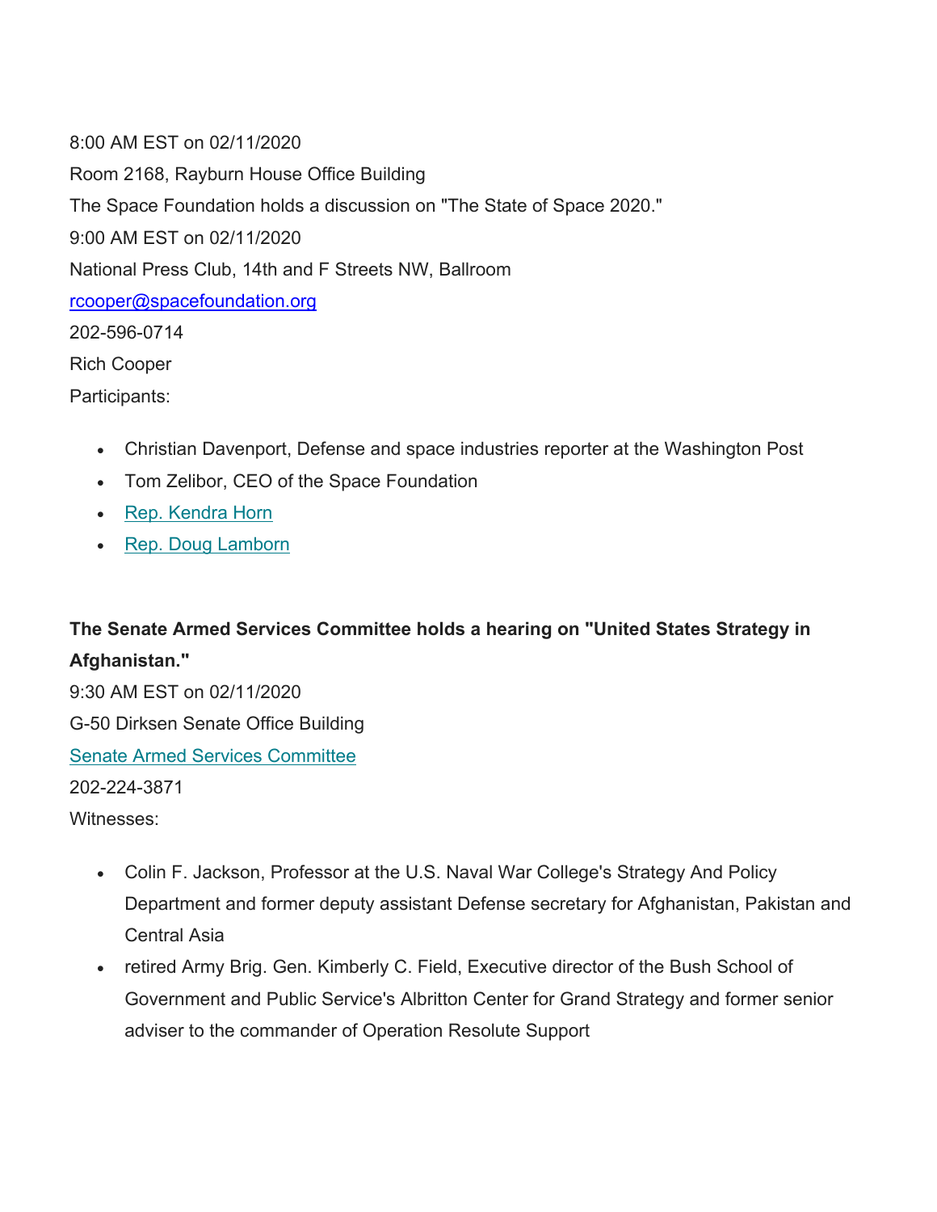8:00 AM EST on 02/11/2020

Room 2168, Rayburn House Office Building

The Space Foundation holds a discussion on "The State of Space 2020."

9:00 AM EST on 02/11/2020

National Press Club, 14th and F Streets NW, Ballroom

rcooper@spacefoundation.org

202-596-0714

Rich Cooper

Participants:

- Christian Davenport, Defense and space industries reporter at the Washington Post
- Tom Zelibor, CEO of the Space Foundation
- Rep. Kendra Horn
- Rep. Doug Lamborn

**The Senate Armed Services Committee holds a hearing on "United States Strategy in Afghanistan."**

9:30 AM EST on 02/11/2020

G-50 Dirksen Senate Office Building

Senate Armed Services Committee

202-224-3871

Witnesses:

- Colin F. Jackson, Professor at the U.S. Naval War College's Strategy And Policy Department and former deputy assistant Defense secretary for Afghanistan, Pakistan and Central Asia
- retired Army Brig. Gen. Kimberly C. Field, Executive director of the Bush School of Government and Public Service's Albritton Center for Grand Strategy and former senior adviser to the commander of Operation Resolute Support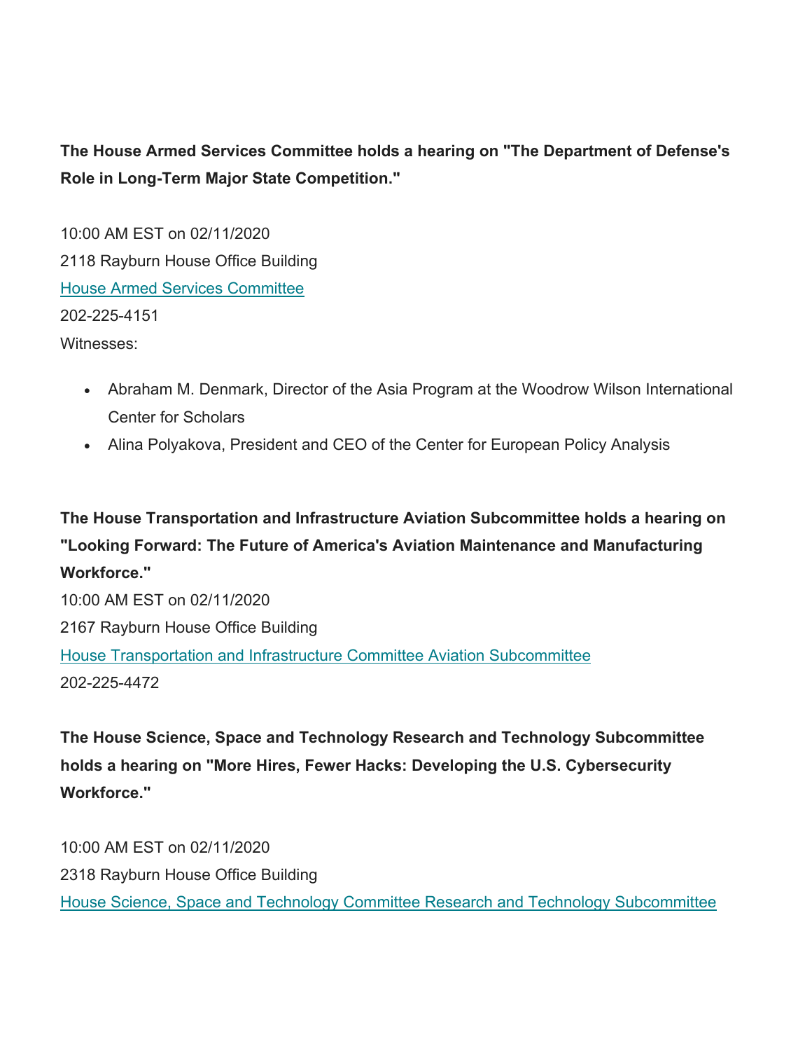**The House Armed Services Committee holds a hearing on "The Department of Defense's Role in Long-Term Major State Competition."**

10:00 AM EST on 02/11/2020
2118 Rayburn House Office Building
House Armed Services Committee
202-225-4151
Witnesses:

- Abraham M. Denmark, Director of the Asia Program at the Woodrow Wilson International Center for Scholars
- Alina Polyakova, President and CEO of the Center for European Policy Analysis

**The House Transportation and Infrastructure Aviation Subcommittee holds a hearing on "Looking Forward: The Future of America's Aviation Maintenance and Manufacturing Workforce."**

10:00 AM EST on 02/11/2020
2167 Rayburn House Office Building
House Transportation and Infrastructure Committee Aviation Subcommittee
202-225-4472

**The House Science, Space and Technology Research and Technology Subcommittee holds a hearing on "More Hires, Fewer Hacks: Developing the U.S. Cybersecurity Workforce."**

10:00 AM EST on 02/11/2020
2318 Rayburn House Office Building
House Science, Space and Technology Committee Research and Technology Subcommittee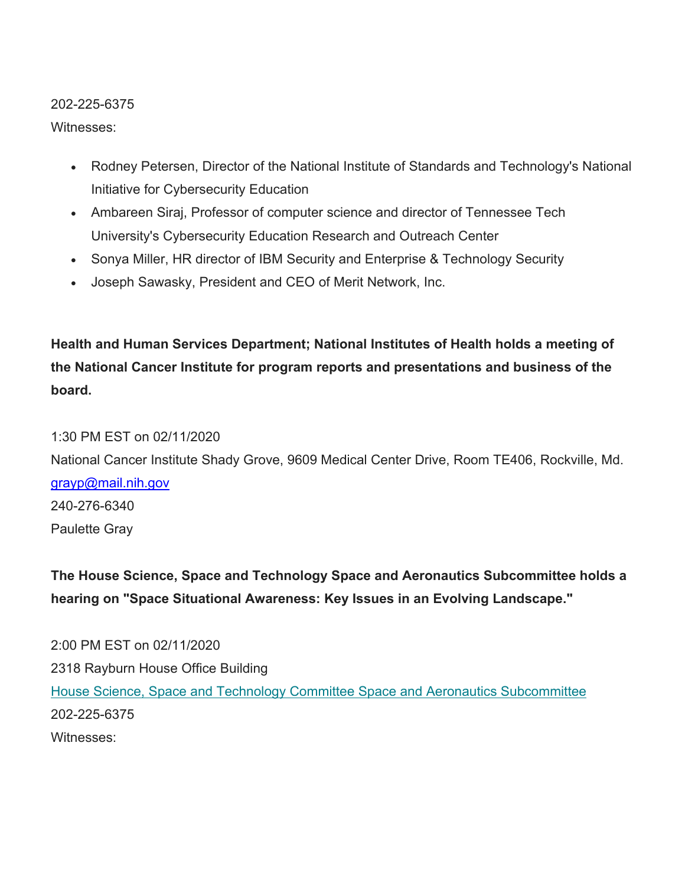202-225-6375

Witnesses:

- Rodney Petersen, Director of the National Institute of Standards and Technology's National Initiative for Cybersecurity Education
- Ambareen Siraj, Professor of computer science and director of Tennessee Tech University's Cybersecurity Education Research and Outreach Center
- Sonya Miller, HR director of IBM Security and Enterprise & Technology Security
- Joseph Sawasky, President and CEO of Merit Network, Inc.

**Health and Human Services Department; National Institutes of Health holds a meeting of the National Cancer Institute for program reports and presentations and business of the board.**

1:30 PM EST on 02/11/2020

National Cancer Institute Shady Grove, 9609 Medical Center Drive, Room TE406, Rockville, Md.

grayp@mail.nih.gov

240-276-6340

Paulette Gray

**The House Science, Space and Technology Space and Aeronautics Subcommittee holds a hearing on "Space Situational Awareness: Key Issues in an Evolving Landscape."**

2:00 PM EST on 02/11/2020

2318 Rayburn House Office Building

House Science, Space and Technology Committee Space and Aeronautics Subcommittee

202-225-6375

Witnesses: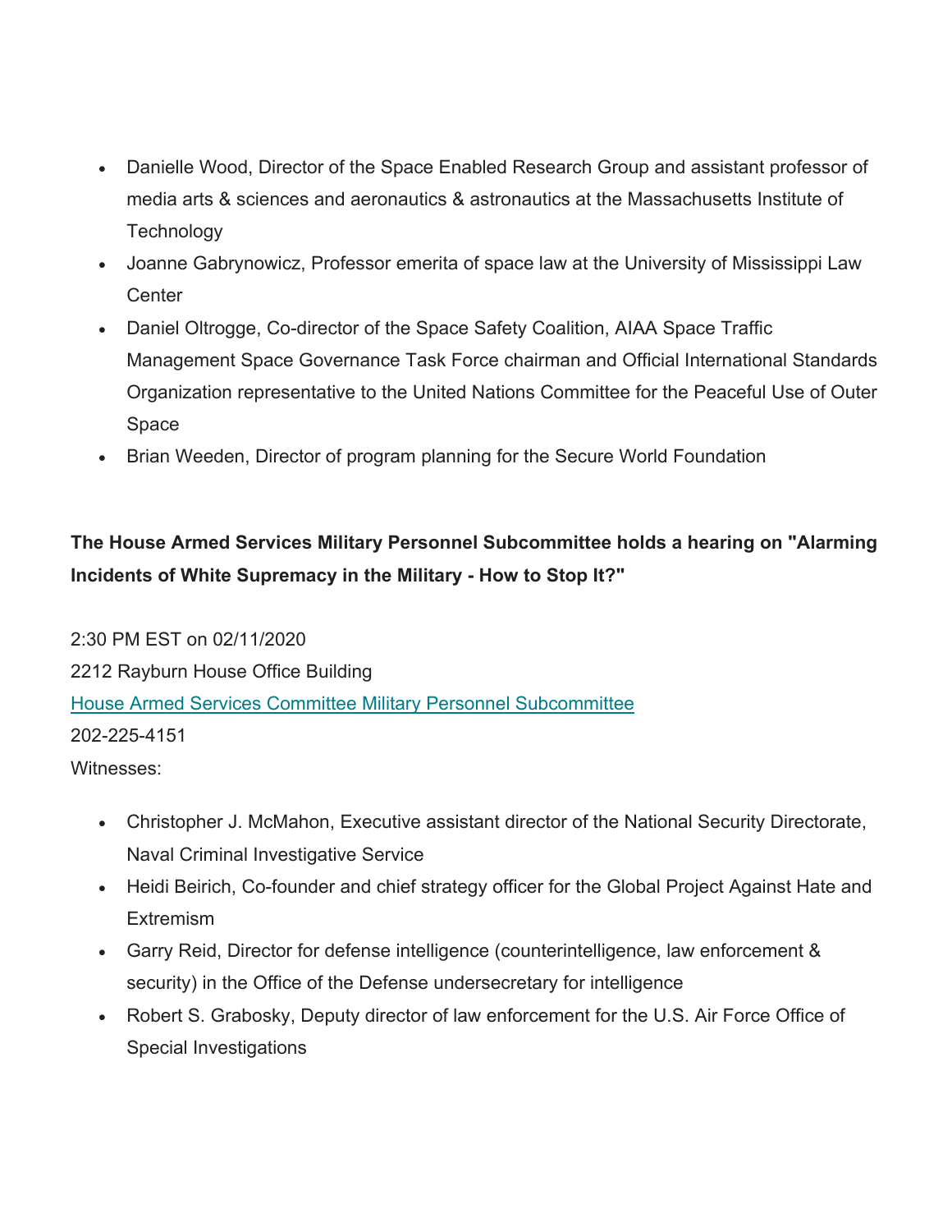- Danielle Wood, Director of the Space Enabled Research Group and assistant professor of media arts & sciences and aeronautics & astronautics at the Massachusetts Institute of Technology
- Joanne Gabrynowicz, Professor emerita of space law at the University of Mississippi Law Center
- Daniel Oltrogge, Co-director of the Space Safety Coalition, AIAA Space Traffic Management Space Governance Task Force chairman and Official International Standards Organization representative to the United Nations Committee for the Peaceful Use of Outer Space
- Brian Weeden, Director of program planning for the Secure World Foundation

**The House Armed Services Military Personnel Subcommittee holds a hearing on "Alarming Incidents of White Supremacy in the Military - How to Stop It?"**

2:30 PM EST on 02/11/2020
2212 Rayburn House Office Building
House Armed Services Committee Military Personnel Subcommittee
202-225-4151
Witnesses:

- Christopher J. McMahon, Executive assistant director of the National Security Directorate, Naval Criminal Investigative Service
- Heidi Beirich, Co-founder and chief strategy officer for the Global Project Against Hate and Extremism
- Garry Reid, Director for defense intelligence (counterintelligence, law enforcement & security) in the Office of the Defense undersecretary for intelligence
- Robert S. Grabosky, Deputy director of law enforcement for the U.S. Air Force Office of Special Investigations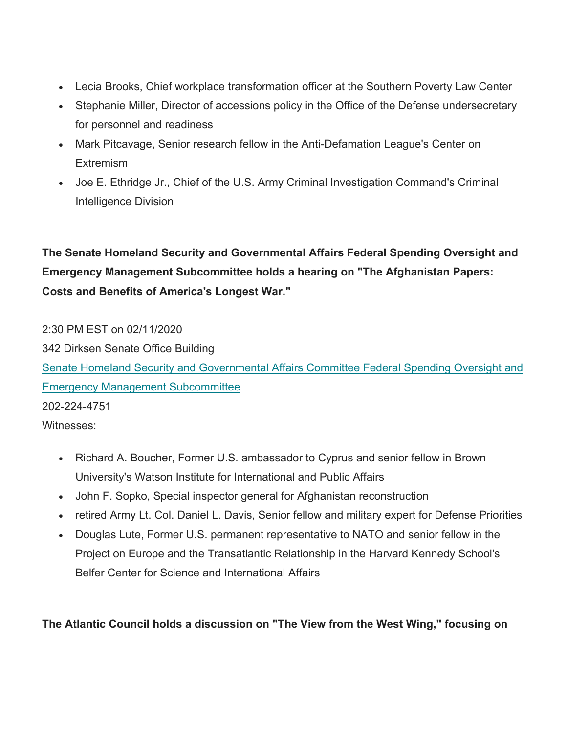- Lecia Brooks, Chief workplace transformation officer at the Southern Poverty Law Center
- Stephanie Miller, Director of accessions policy in the Office of the Defense undersecretary for personnel and readiness
- Mark Pitcavage, Senior research fellow in the Anti-Defamation League's Center on Extremism
- Joe E. Ethridge Jr., Chief of the U.S. Army Criminal Investigation Command's Criminal Intelligence Division

**The Senate Homeland Security and Governmental Affairs Federal Spending Oversight and Emergency Management Subcommittee holds a hearing on "The Afghanistan Papers: Costs and Benefits of America's Longest War."**

2:30 PM EST on 02/11/2020
342 Dirksen Senate Office Building
Senate Homeland Security and Governmental Affairs Committee Federal Spending Oversight and Emergency Management Subcommittee
202-224-4751
Witnesses:

- Richard A. Boucher, Former U.S. ambassador to Cyprus and senior fellow in Brown University's Watson Institute for International and Public Affairs
- John F. Sopko, Special inspector general for Afghanistan reconstruction
- retired Army Lt. Col. Daniel L. Davis, Senior fellow and military expert for Defense Priorities
- Douglas Lute, Former U.S. permanent representative to NATO and senior fellow in the Project on Europe and the Transatlantic Relationship in the Harvard Kennedy School's Belfer Center for Science and International Affairs

**The Atlantic Council holds a discussion on "The View from the West Wing," focusing on**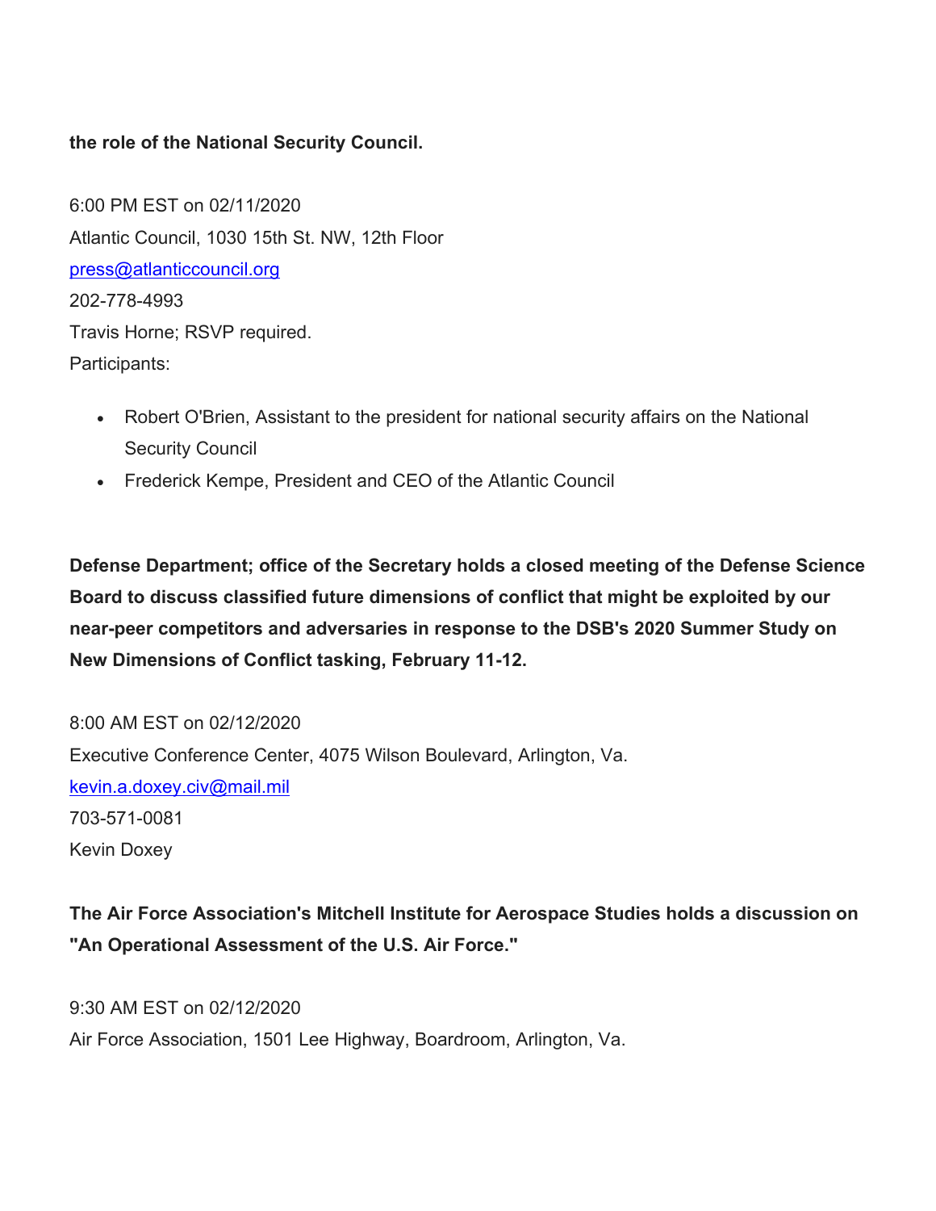**the role of the National Security Council.**

6:00 PM EST on 02/11/2020
Atlantic Council, 1030 15th St. NW, 12th Floor
press@atlanticcouncil.org
202-778-4993
Travis Horne; RSVP required.
Participants:

- Robert O'Brien, Assistant to the president for national security affairs on the National Security Council
- Frederick Kempe, President and CEO of the Atlantic Council

**Defense Department; office of the Secretary holds a closed meeting of the Defense Science Board to discuss classified future dimensions of conflict that might be exploited by our near-peer competitors and adversaries in response to the DSB's 2020 Summer Study on New Dimensions of Conflict tasking, February 11-12.**

8:00 AM EST on 02/12/2020
Executive Conference Center, 4075 Wilson Boulevard, Arlington, Va.
kevin.a.doxey.civ@mail.mil
703-571-0081
Kevin Doxey

**The Air Force Association's Mitchell Institute for Aerospace Studies holds a discussion on "An Operational Assessment of the U.S. Air Force."**

9:30 AM EST on 02/12/2020
Air Force Association, 1501 Lee Highway, Boardroom, Arlington, Va.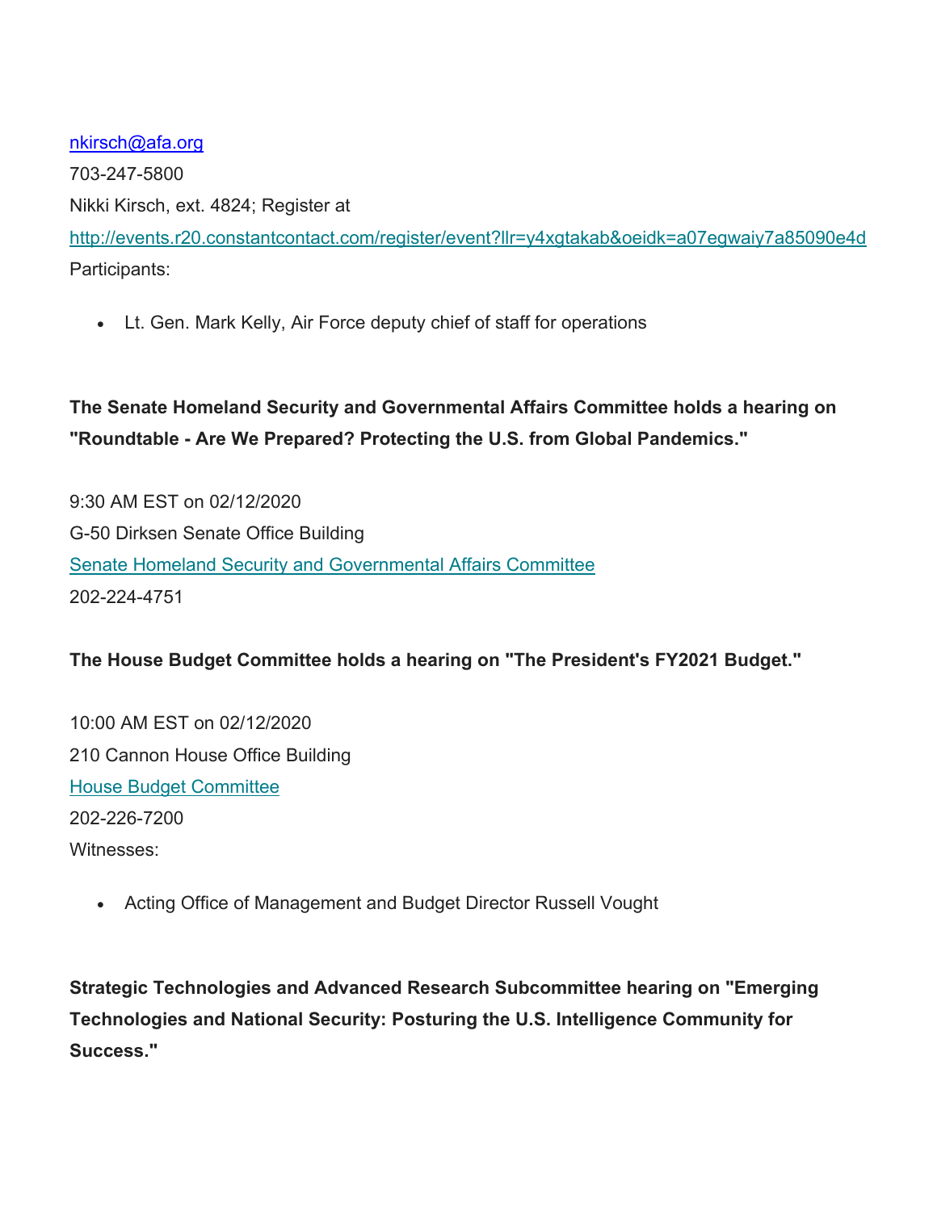[nkirsch@afa.org](mailto:nkirsch@afa.org)
703-247-5800
Nikki Kirsch, ext. 4824; Register at
[http://events.r20.constantcontact.com/register/event?llr=y4xgtakab&oeidk=a07egwaiy7a85090e4d](http://events.r20.constantcontact.com/register/event?llr=y4xgtakab&oeidk=a07egwaiy7a85090e4d)
Participants:

- Lt. Gen. Mark Kelly, Air Force deputy chief of staff for operations

**The Senate Homeland Security and Governmental Affairs Committee holds a hearing on "Roundtable - Are We Prepared? Protecting the U.S. from Global Pandemics."**

9:30 AM EST on 02/12/2020
G-50 Dirksen Senate Office Building
Senate Homeland Security and Governmental Affairs Committee
202-224-4751

**The House Budget Committee holds a hearing on "The President's FY2021 Budget."**

10:00 AM EST on 02/12/2020
210 Cannon House Office Building
House Budget Committee
202-226-7200
Witnesses:

- Acting Office of Management and Budget Director Russell Vought

**Strategic Technologies and Advanced Research Subcommittee hearing on "Emerging Technologies and National Security: Posturing the U.S. Intelligence Community for Success."**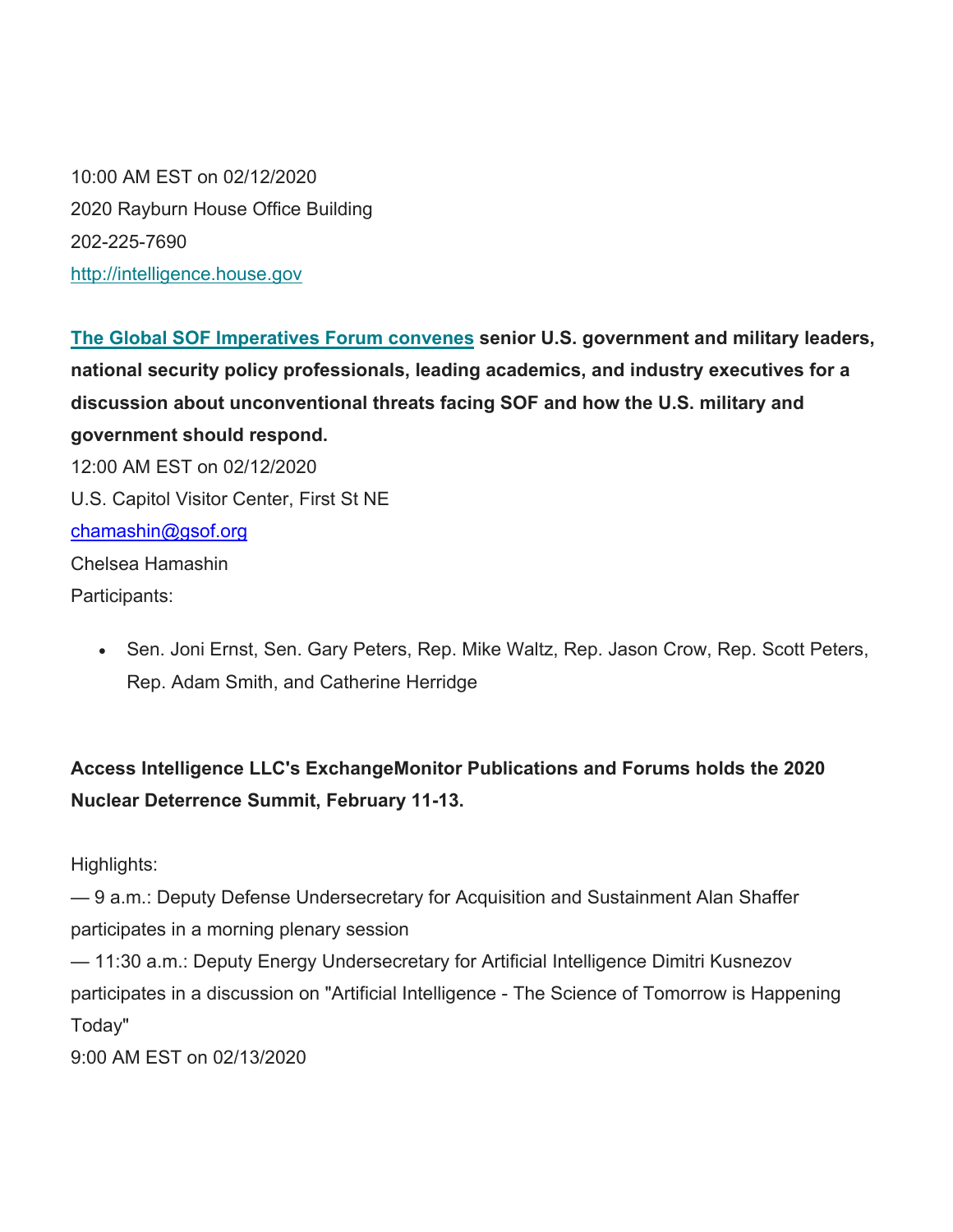10:00 AM EST on 02/12/2020
2020 Rayburn House Office Building
202-225-7690
[http://intelligence.house.gov](http://intelligence.house.gov)

**[The Global SOF Imperatives Forum convenes](#) senior U.S. government and military leaders, national security policy professionals, leading academics, and industry executives for a discussion about unconventional threats facing SOF and how the U.S. military and government should respond.**
12:00 AM EST on 02/12/2020
U.S. Capitol Visitor Center, First St NE
[chamashin@gsof.org](mailto:chamashin@gsof.org)
Chelsea Hamashin
Participants:

- Sen. Joni Ernst, Sen. Gary Peters, Rep. Mike Waltz, Rep. Jason Crow, Rep. Scott Peters, Rep. Adam Smith, and Catherine Herridge

**Access Intelligence LLC's ExchangeMonitor Publications and Forums holds the 2020 Nuclear Deterrence Summit, February 11-13.**

Highlights:
— 9 a.m.: Deputy Defense Undersecretary for Acquisition and Sustainment Alan Shaffer participates in a morning plenary session
— 11:30 a.m.: Deputy Energy Undersecretary for Artificial Intelligence Dimitri Kusnezov participates in a discussion on "Artificial Intelligence - The Science of Tomorrow is Happening Today"
9:00 AM EST on 02/13/2020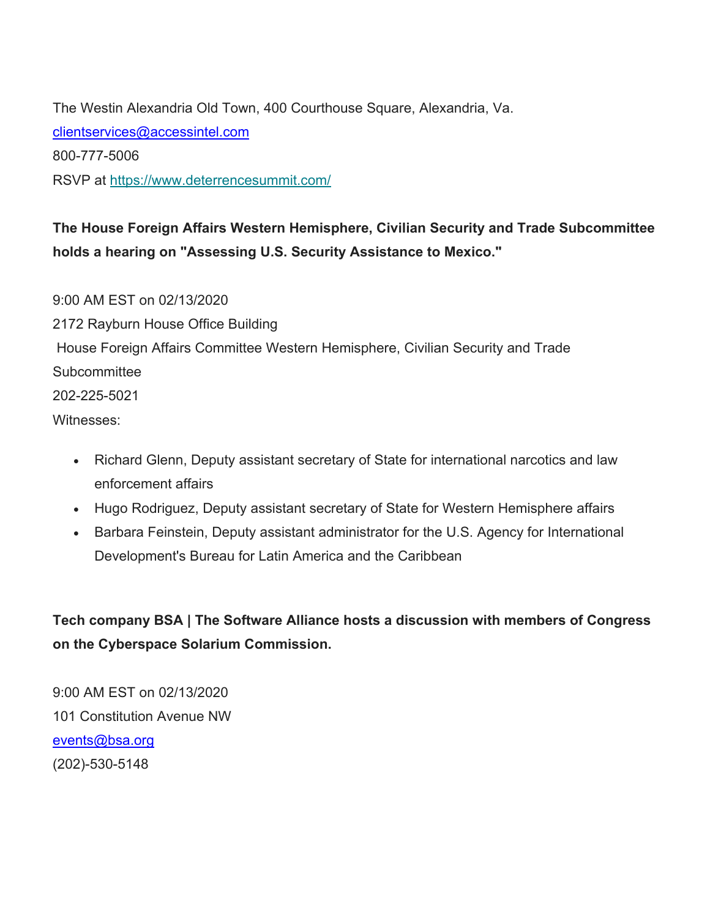The Westin Alexandria Old Town, 400 Courthouse Square, Alexandria, Va.  
clientservices@accessintel.com  
800-777-5006  
RSVP at https://www.deterrencesummit.com/

**The House Foreign Affairs Western Hemisphere, Civilian Security and Trade Subcommittee holds a hearing on "Assessing U.S. Security Assistance to Mexico."**

9:00 AM EST on 02/13/2020  
2172 Rayburn House Office Building  
House Foreign Affairs Committee Western Hemisphere, Civilian Security and Trade Subcommittee  
202-225-5021  
Witnesses:

- Richard Glenn, Deputy assistant secretary of State for international narcotics and law enforcement affairs
- Hugo Rodriguez, Deputy assistant secretary of State for Western Hemisphere affairs
- Barbara Feinstein, Deputy assistant administrator for the U.S. Agency for International Development's Bureau for Latin America and the Caribbean

**Tech company BSA | The Software Alliance hosts a discussion with members of Congress on the Cyberspace Solarium Commission.**

9:00 AM EST on 02/13/2020  
101 Constitution Avenue NW  
events@bsa.org  
(202)-530-5148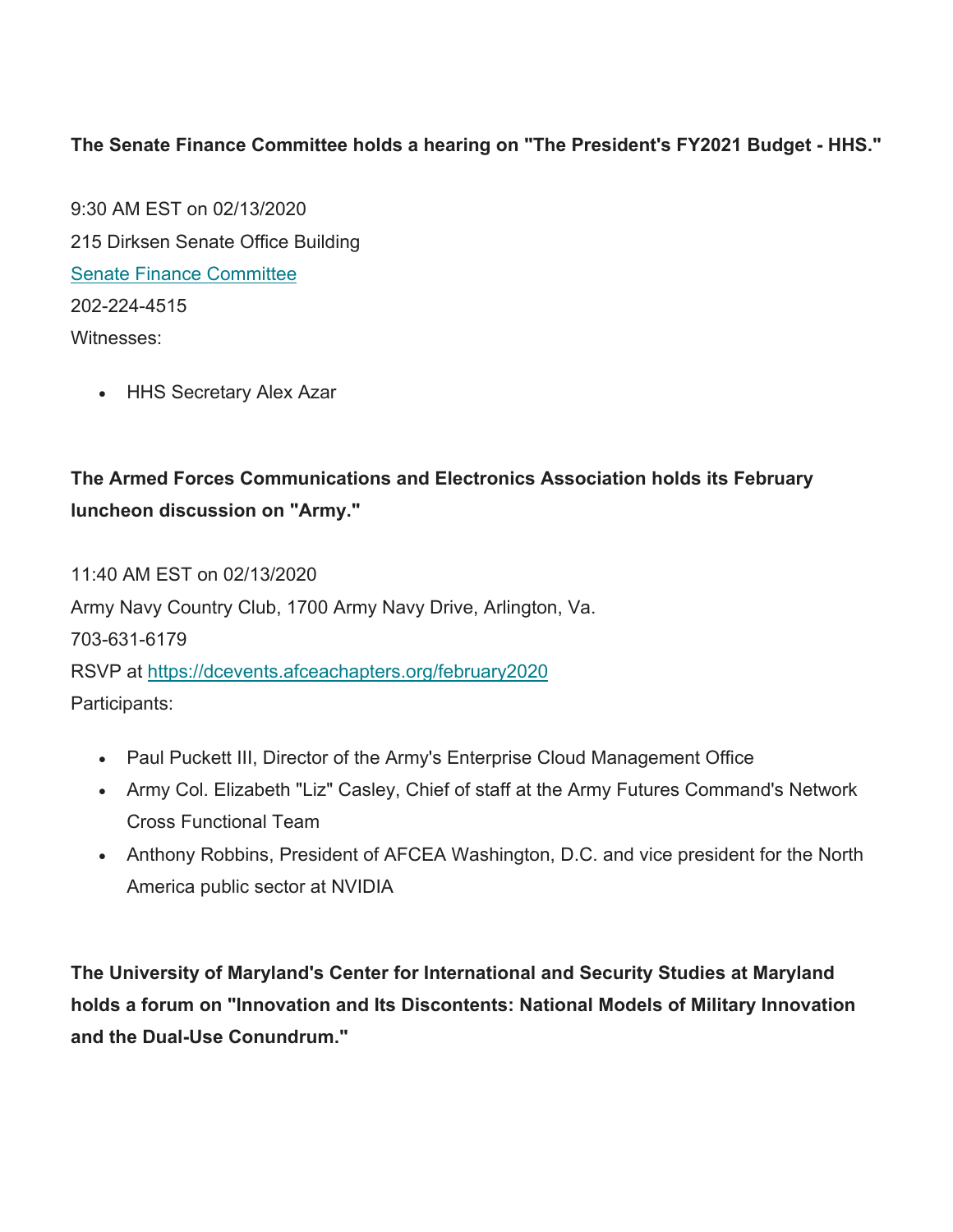**The Senate Finance Committee holds a hearing on "The President's FY2021 Budget - HHS."**

9:30 AM EST on 02/13/2020
215 Dirksen Senate Office Building
Senate Finance Committee
202-224-4515
Witnesses:

- HHS Secretary Alex Azar

**The Armed Forces Communications and Electronics Association holds its February luncheon discussion on "Army."**

11:40 AM EST on 02/13/2020
Army Navy Country Club, 1700 Army Navy Drive, Arlington, Va.
703-631-6179
RSVP at https://dcevents.afceachapters.org/february2020
Participants:

- Paul Puckett III, Director of the Army's Enterprise Cloud Management Office
- Army Col. Elizabeth "Liz" Casley, Chief of staff at the Army Futures Command's Network Cross Functional Team
- Anthony Robbins, President of AFCEA Washington, D.C. and vice president for the North America public sector at NVIDIA

**The University of Maryland's Center for International and Security Studies at Maryland holds a forum on "Innovation and Its Discontents: National Models of Military Innovation and the Dual-Use Conundrum."**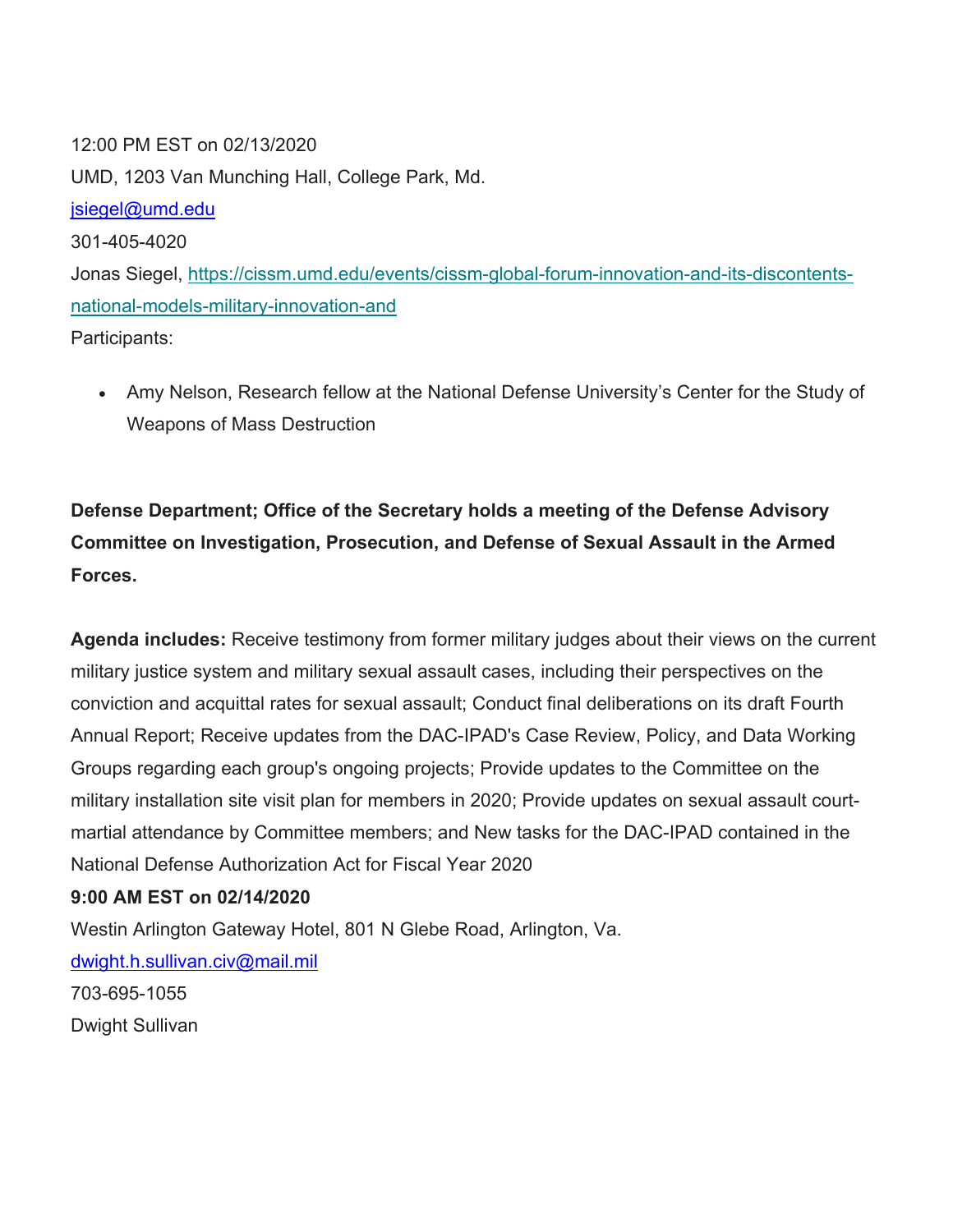12:00 PM EST on 02/13/2020

UMD, 1203 Van Munching Hall, College Park, Md.

jsiegel@umd.edu

301-405-4020

Jonas Siegel, https://cissm.umd.edu/events/cissm-global-forum-innovation-and-its-discontents-national-models-military-innovation-and

Participants:

- Amy Nelson, Research fellow at the National Defense University's Center for the Study of Weapons of Mass Destruction

**Defense Department; Office of the Secretary holds a meeting of the Defense Advisory Committee on Investigation, Prosecution, and Defense of Sexual Assault in the Armed Forces.**

**Agenda includes:** Receive testimony from former military judges about their views on the current military justice system and military sexual assault cases, including their perspectives on the conviction and acquittal rates for sexual assault; Conduct final deliberations on its draft Fourth Annual Report; Receive updates from the DAC-IPAD's Case Review, Policy, and Data Working Groups regarding each group's ongoing projects; Provide updates to the Committee on the military installation site visit plan for members in 2020; Provide updates on sexual assault court-martial attendance by Committee members; and New tasks for the DAC-IPAD contained in the National Defense Authorization Act for Fiscal Year 2020

**9:00 AM EST on 02/14/2020**

Westin Arlington Gateway Hotel, 801 N Glebe Road, Arlington, Va.

dwight.h.sullivan.civ@mail.mil

703-695-1055

Dwight Sullivan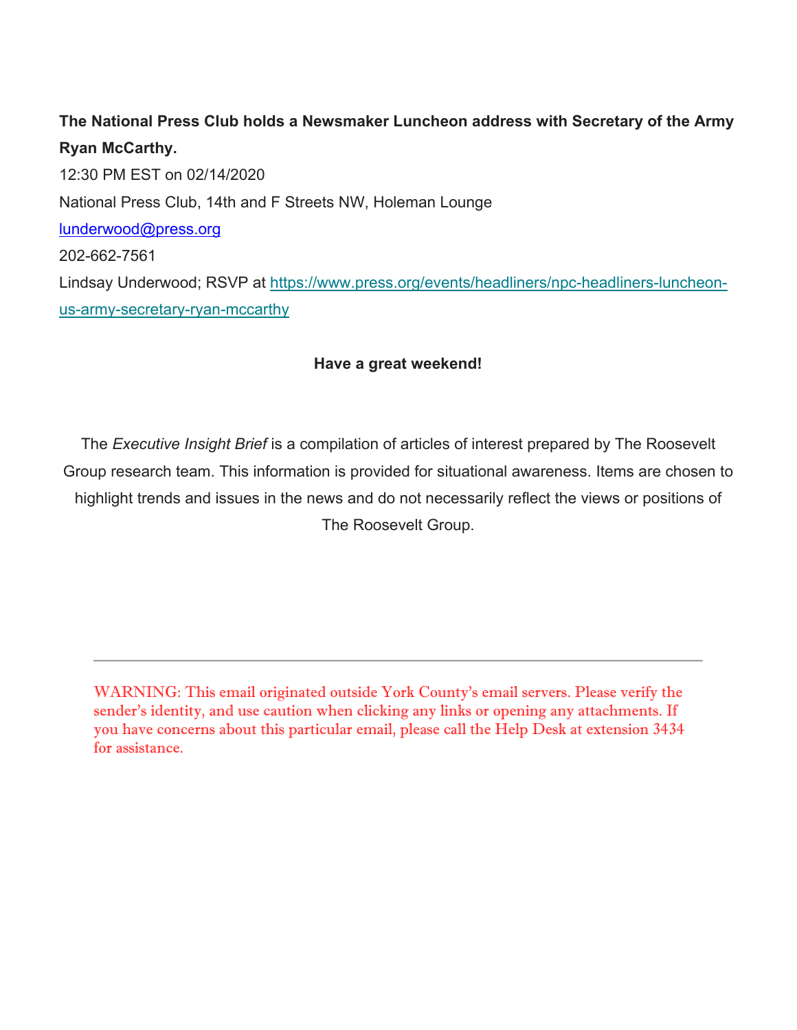**The National Press Club holds a Newsmaker Luncheon address with Secretary of the Army Ryan McCarthy.**

12:30 PM EST on 02/14/2020

National Press Club, 14th and F Streets NW, Holeman Lounge

lunderwood@press.org

202-662-7561

Lindsay Underwood; RSVP at https://www.press.org/events/headliners/npc-headliners-luncheon-us-army-secretary-ryan-mccarthy

**Have a great weekend!**

The *Executive Insight Brief* is a compilation of articles of interest prepared by The Roosevelt Group research team. This information is provided for situational awareness. Items are chosen to highlight trends and issues in the news and do not necessarily reflect the views or positions of The Roosevelt Group.

---

WARNING: This email originated outside York County's email servers. Please verify the sender's identity, and use caution when clicking any links or opening any attachments. If you have concerns about this particular email, please call the Help Desk at extension 3434 for assistance.